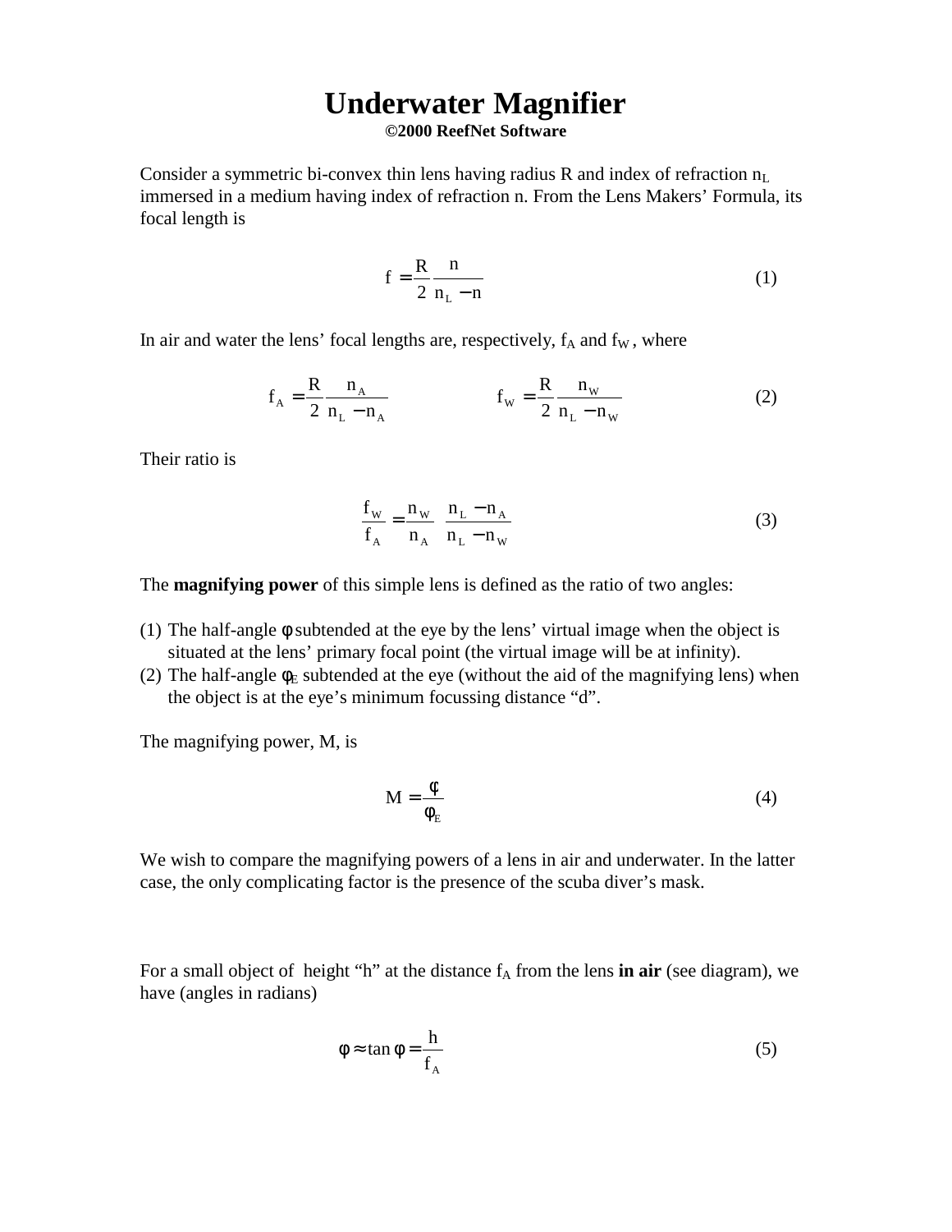# Underwater Magnifier

**©2000 ReefNet Software**

Consider a symmetric bi-convex thin lens having radius R and index of refraction $n_L$ immersed in a medium having index of refraction n. From the Lens Makers' Formula, its focal length is

$$f = \frac{R}{2}\frac{n}{n_L - n} \tag{1}$$

In air and water the lens' focal lengths are, respectively, $f_A$ and $f_W$, where

$$f_A = \frac{R}{2}\frac{n_A}{n_L - n_A} \qquad\qquad f_W = \frac{R}{2}\frac{n_W}{n_L - n_W} \tag{2}$$

Their ratio is

$$\frac{f_W}{f_A} = \frac{n_W}{n_A}\frac{n_L - n_A}{n_L - n_W} \tag{3}$$

The **magnifying power** of this simple lens is defined as the ratio of two angles:

(1) The half-angle $\phi$ subtended at the eye by the lens' virtual image when the object is situated at the lens' primary focal point (the virtual image will be at infinity).
(2) The half-angle $\phi_E$ subtended at the eye (without the aid of the magnifying lens) when the object is at the eye's minimum focussing distance "d".

The magnifying power, M, is

$$M = \frac{\phi}{\phi_E} \tag{4}$$

We wish to compare the magnifying powers of a lens in air and underwater. In the latter case, the only complicating factor is the presence of the scuba diver's mask.

For a small object of height "h" at the distance $f_A$ from the lens **in air** (see diagram), we have (angles in radians)

$$\phi \approx \tan\phi = \frac{h}{f_A} \tag{5}$$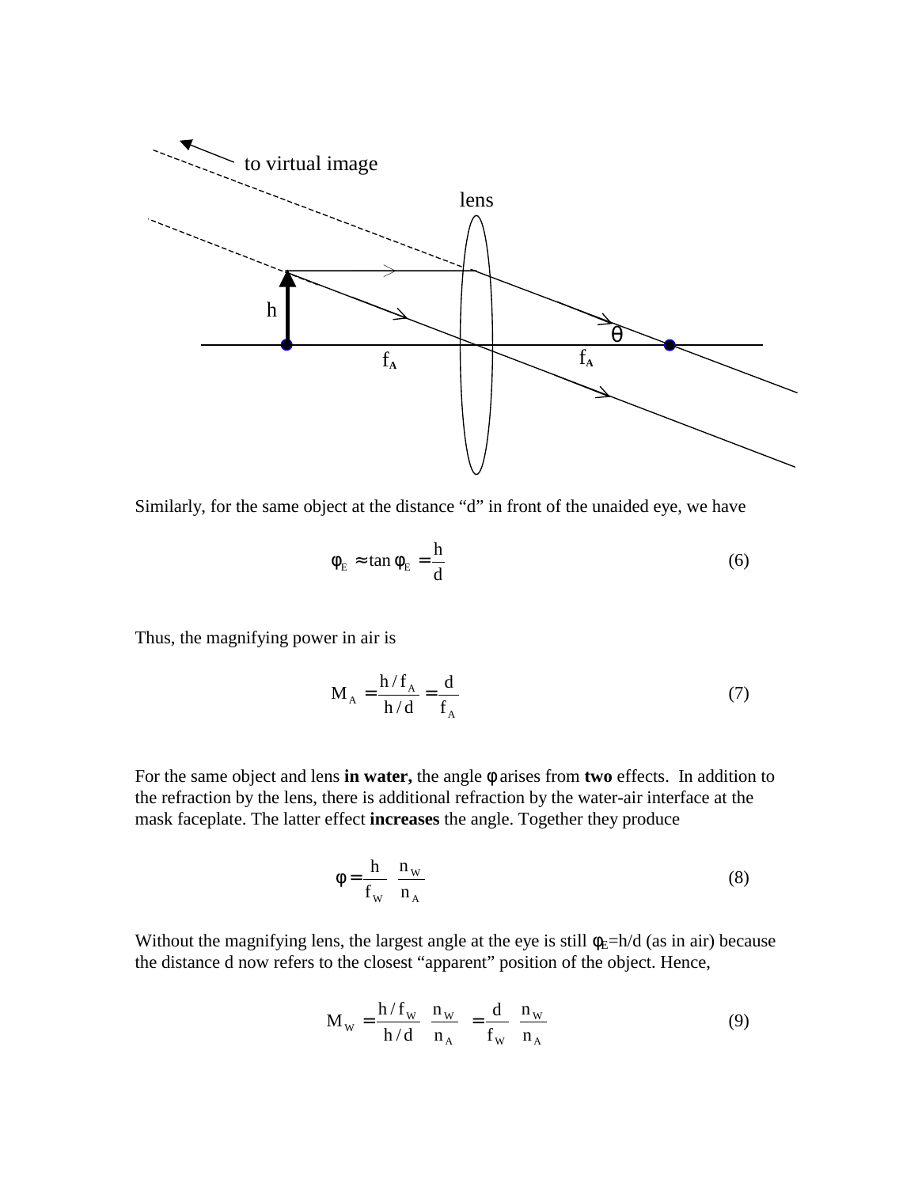to virtual image

lens

h

θ

$f_A$

$f_A$

Similarly, for the same object at the distance "d" in front of the unaided eye, we have

$$\phi_E \approx \tan\phi_E = \frac{h}{d} \tag{6}$$

Thus, the magnifying power in air is

$$M_A = \frac{h/f_A}{h/d} = \frac{d}{f_A} \tag{7}$$

For the same object and lens **in water,** the angle φ arises from **two** effects. In addition to the refraction by the lens, there is additional refraction by the water-air interface at the mask faceplate. The latter effect **increases** the angle. Together they produce

$$\phi = \frac{h}{f_W} \frac{n_W}{n_A} \tag{8}$$

Without the magnifying lens, the largest angle at the eye is still $\phi_E = h/d$ (as in air) because the distance d now refers to the closest "apparent" position of the object. Hence,

$$M_W = \frac{h/f_W}{h/d} \frac{n_W}{n_A} = \frac{d}{f_W} \frac{n_W}{n_A} \tag{9}$$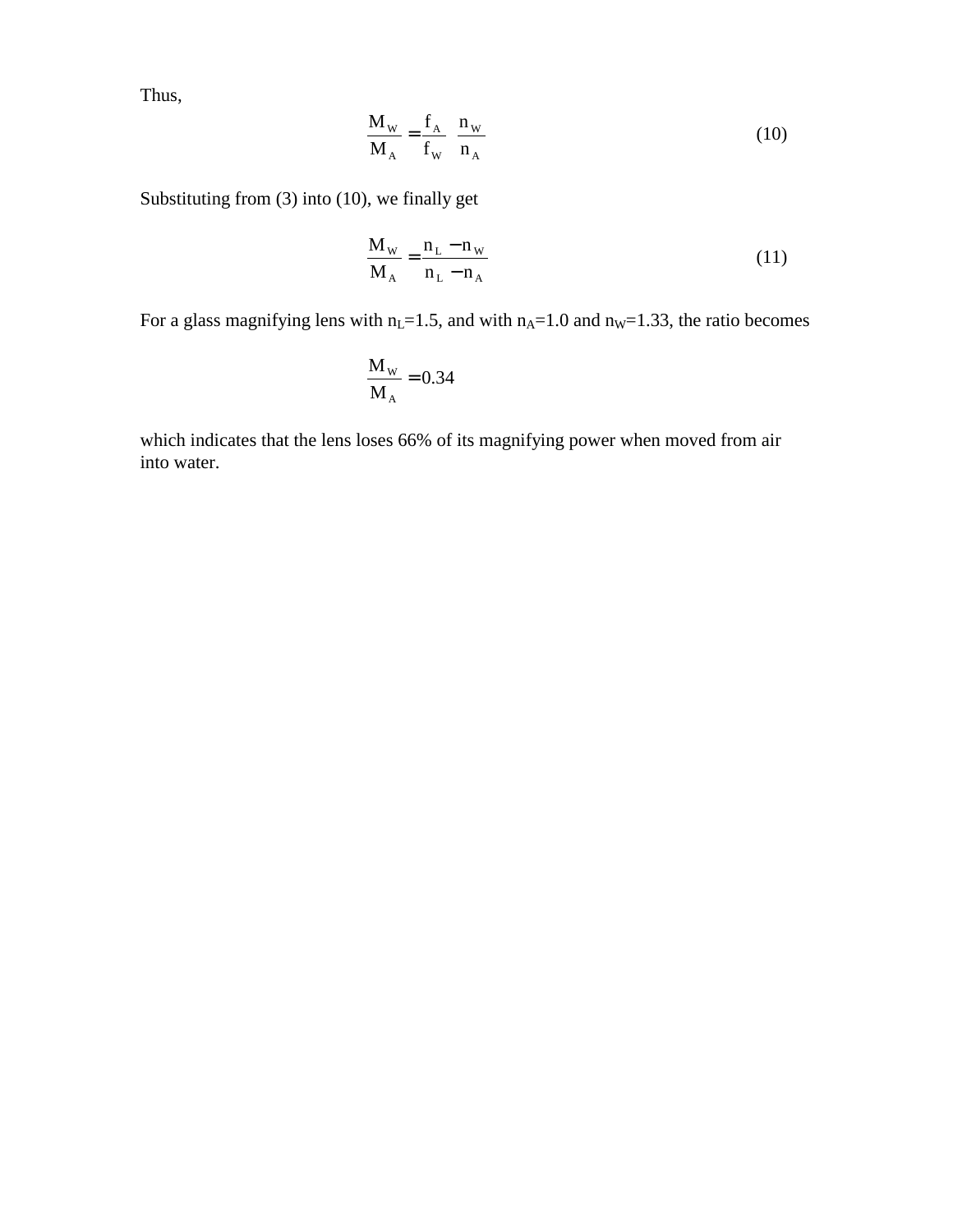Thus,

$$\frac{M_W}{M_A} = \frac{f_A}{f_W} \frac{n_W}{n_A} \tag{10}$$

Substituting from (3) into (10), we finally get

$$\frac{M_W}{M_A} = \frac{n_L - n_W}{n_L - n_A} \tag{11}$$

For a glass magnifying lens with $n_L$=1.5, and with $n_A$=1.0 and $n_W$=1.33, the ratio becomes

$$\frac{M_W}{M_A} = 0.34$$

which indicates that the lens loses 66% of its magnifying power when moved from air into water.